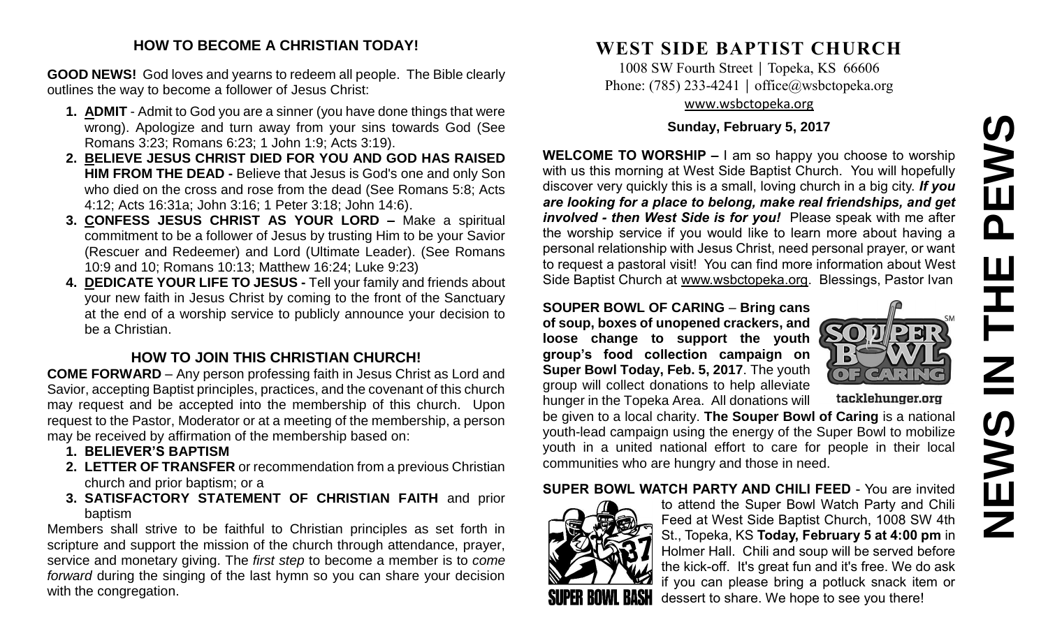## HOW TO BECOME A CHRISTIAN TODAY!

**GOOD NEWS!** God loves and yearns to redeem all people. The Bible clearly outlines the way to become a follower of Jesus Christ:

1. **ADMIT** - Admit to God you are a sinner (you have done things that were wrong). Apologize and turn away from your sins towards God (See Romans 3:23; Romans 6:23; 1 John 1:9; Acts 3:19).
2. **BELIEVE JESUS CHRIST DIED FOR YOU AND GOD HAS RAISED HIM FROM THE DEAD -** Believe that Jesus is God's one and only Son who died on the cross and rose from the dead (See Romans 5:8; Acts 4:12; Acts 16:31a; John 3:16; 1 Peter 3:18; John 14:6).
3. **CONFESS JESUS CHRIST AS YOUR LORD –** Make a spiritual commitment to be a follower of Jesus by trusting Him to be your Savior (Rescuer and Redeemer) and Lord (Ultimate Leader). (See Romans 10:9 and 10; Romans 10:13; Matthew 16:24; Luke 9:23)
4. **DEDICATE YOUR LIFE TO JESUS -** Tell your family and friends about your new faith in Jesus Christ by coming to the front of the Sanctuary at the end of a worship service to publicly announce your decision to be a Christian.

## HOW TO JOIN THIS CHRISTIAN CHURCH!

**COME FORWARD** – Any person professing faith in Jesus Christ as Lord and Savior, accepting Baptist principles, practices, and the covenant of this church may request and be accepted into the membership of this church. Upon request to the Pastor, Moderator or at a meeting of the membership, a person may be received by affirmation of the membership based on:

1. **BELIEVER'S BAPTISM**
2. **LETTER OF TRANSFER** or recommendation from a previous Christian church and prior baptism; or a
3. **SATISFACTORY STATEMENT OF CHRISTIAN FAITH** and prior baptism

Members shall strive to be faithful to Christian principles as set forth in scripture and support the mission of the church through attendance, prayer, service and monetary giving. The *first step* to become a member is to *come forward* during the singing of the last hymn so you can share your decision with the congregation.

# WEST SIDE BAPTIST CHURCH

1008 SW Fourth Street | Topeka, KS 66606
Phone: (785) 233-4241 | office@wsbctopeka.org
www.wsbctopeka.org

**Sunday, February 5, 2017**

**WELCOME TO WORSHIP –** I am so happy you choose to worship with us this morning at West Side Baptist Church. You will hopefully discover very quickly this is a small, loving church in a big city. ***If you are looking for a place to belong, make real friendships, and get involved - then West Side is for you!*** Please speak with me after the worship service if you would like to learn more about having a personal relationship with Jesus Christ, need personal prayer, or want to request a pastoral visit! You can find more information about West Side Baptist Church at www.wsbctopeka.org. Blessings, Pastor Ivan

**SOUPER BOWL OF CARING** – **Bring cans of soup, boxes of unopened crackers, and loose change to support the youth group's food collection campaign on Super Bowl Today, Feb. 5, 2017**. The youth group will collect donations to help alleviate hunger in the Topeka Area. All donations will be given to a local charity. **The Souper Bowl of Caring** is a national youth-lead campaign using the energy of the Super Bowl to mobilize youth in a united national effort to care for people in their local communities who are hungry and those in need.

**SUPER BOWL WATCH PARTY AND CHILI FEED** - You are invited to attend the Super Bowl Watch Party and Chili Feed at West Side Baptist Church, 1008 SW 4th St., Topeka, KS **Today, February 5 at 4:00 pm** in Holmer Hall. Chili and soup will be served before the kick-off. It's great fun and it's free. We do ask if you can please bring a potluck snack item or dessert to share. We hope to see you there!

# NEWS IN THE PEWS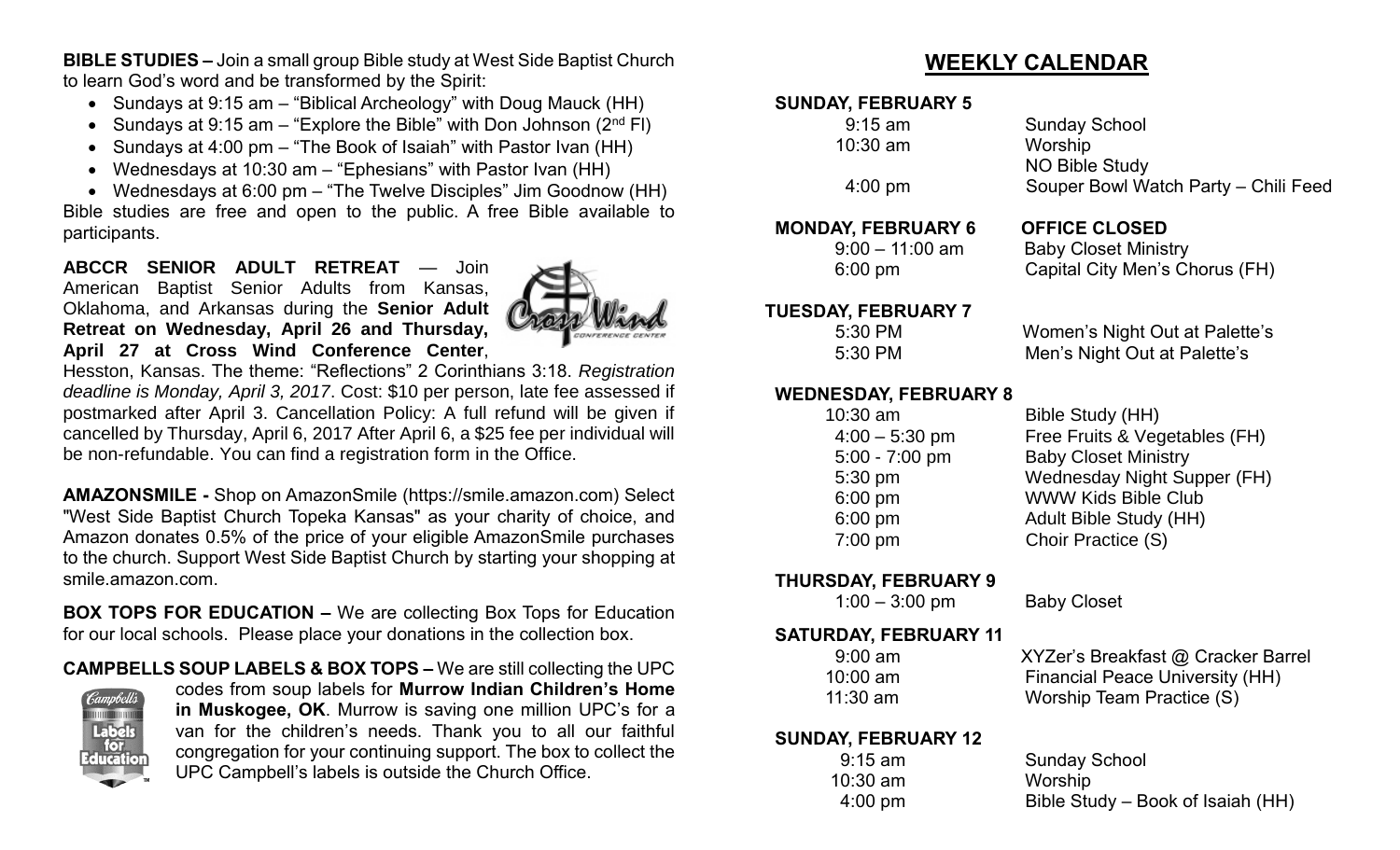**BIBLE STUDIES –** Join a small group Bible study at West Side Baptist Church to learn God's word and be transformed by the Spirit:

- Sundays at 9:15 am – "Biblical Archeology" with Doug Mauck (HH)
- Sundays at 9:15 am – "Explore the Bible" with Don Johnson (2nd Fl)
- Sundays at 4:00 pm – "The Book of Isaiah" with Pastor Ivan (HH)
- Wednesdays at 10:30 am – "Ephesians" with Pastor Ivan (HH)
- Wednesdays at 6:00 pm – "The Twelve Disciples" Jim Goodnow (HH)

Bible studies are free and open to the public. A free Bible available to participants.

**ABCCR SENIOR ADULT RETREAT** — Join American Baptist Senior Adults from Kansas, Oklahoma, and Arkansas during the **Senior Adult Retreat on Wednesday, April 26 and Thursday, April 27 at Cross Wind Conference Center**, Hesston, Kansas. The theme: "Reflections" 2 Corinthians 3:18. *Registration deadline is Monday, April 3, 2017*. Cost: $10 per person, late fee assessed if postmarked after April 3. Cancellation Policy: A full refund will be given if cancelled by Thursday, April 6, 2017 After April 6, a $25 fee per individual will be non-refundable. You can find a registration form in the Office.

**AMAZONSMILE -** Shop on AmazonSmile (https://smile.amazon.com) Select "West Side Baptist Church Topeka Kansas" as your charity of choice, and Amazon donates 0.5% of the price of your eligible AmazonSmile purchases to the church. Support West Side Baptist Church by starting your shopping at smile.amazon.com.

**BOX TOPS FOR EDUCATION –** We are collecting Box Tops for Education for our local schools. Please place your donations in the collection box.

**CAMPBELLS SOUP LABELS & BOX TOPS –** We are still collecting the UPC codes from soup labels for **Murrow Indian Children's Home in Muskogee, OK**. Murrow is saving one million UPC's for a van for the children's needs. Thank you to all our faithful congregation for your continuing support. The box to collect the UPC Campbell's labels is outside the Church Office.

## WEEKLY CALENDAR

**SUNDAY, FEBRUARY 5**

| | |
|---|---|
| 9:15 am | Sunday School |
| 10:30 am | Worship |
| | NO Bible Study |
| 4:00 pm | Souper Bowl Watch Party – Chili Feed |

**MONDAY, FEBRUARY 6** **OFFICE CLOSED**

| | |
|---|---|
| 9:00 – 11:00 am | Baby Closet Ministry |
| 6:00 pm | Capital City Men's Chorus (FH) |

**TUESDAY, FEBRUARY 7**

| | |
|---|---|
| 5:30 PM | Women's Night Out at Palette's |
| 5:30 PM | Men's Night Out at Palette's |

**WEDNESDAY, FEBRUARY 8**

| | |
|---|---|
| 10:30 am | Bible Study (HH) |
| 4:00 – 5:30 pm | Free Fruits & Vegetables (FH) |
| 5:00 - 7:00 pm | Baby Closet Ministry |
| 5:30 pm | Wednesday Night Supper (FH) |
| 6:00 pm | WWW Kids Bible Club |
| 6:00 pm | Adult Bible Study (HH) |
| 7:00 pm | Choir Practice (S) |

**THURSDAY, FEBRUARY 9**

| | |
|---|---|
| 1:00 – 3:00 pm | Baby Closet |

**SATURDAY, FEBRUARY 11**

| | |
|---|---|
| 9:00 am | XYZer's Breakfast @ Cracker Barrel |
| 10:00 am | Financial Peace University (HH) |
| 11:30 am | Worship Team Practice (S) |

**SUNDAY, FEBRUARY 12**

| | |
|---|---|
| 9:15 am | Sunday School |
| 10:30 am | Worship |
| 4:00 pm | Bible Study – Book of Isaiah (HH) |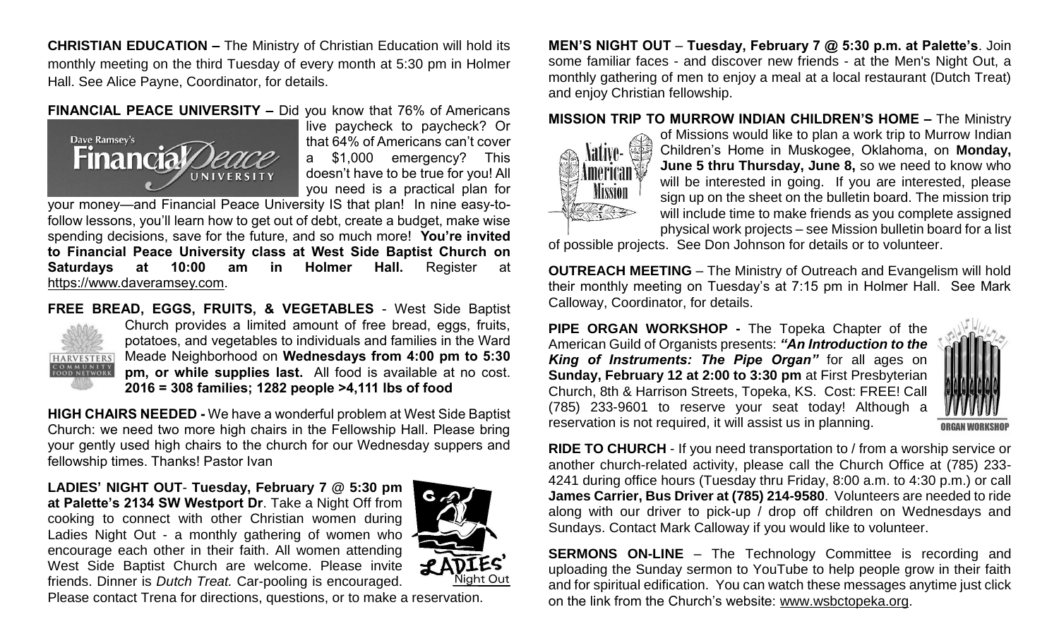**CHRISTIAN EDUCATION –** The Ministry of Christian Education will hold its monthly meeting on the third Tuesday of every month at 5:30 pm in Holmer Hall. See Alice Payne, Coordinator, for details.

**FINANCIAL PEACE UNIVERSITY –** Did you know that 76% of Americans live paycheck to paycheck? Or that 64% of Americans can't cover a $1,000 emergency? This doesn't have to be true for you! All you need is a practical plan for your money—and Financial Peace University IS that plan! In nine easy-to-follow lessons, you'll learn how to get out of debt, create a budget, make wise spending decisions, save for the future, and so much more! **You're invited to Financial Peace University class at West Side Baptist Church on Saturdays at 10:00 am in Holmer Hall.** Register at https://www.daveramsey.com.

**FREE BREAD, EGGS, FRUITS, & VEGETABLES** - West Side Baptist Church provides a limited amount of free bread, eggs, fruits, potatoes, and vegetables to individuals and families in the Ward Meade Neighborhood on **Wednesdays from 4:00 pm to 5:30 pm, or while supplies last.** All food is available at no cost. **2016 = 308 families; 1282 people >4,111 lbs of food**

**HIGH CHAIRS NEEDED -** We have a wonderful problem at West Side Baptist Church: we need two more high chairs in the Fellowship Hall. Please bring your gently used high chairs to the church for our Wednesday suppers and fellowship times. Thanks! Pastor Ivan

**LADIES' NIGHT OUT- Tuesday, February 7 @ 5:30 pm at Palette's 2134 SW Westport Dr**. Take a Night Off from cooking to connect with other Christian women during Ladies Night Out - a monthly gathering of women who encourage each other in their faith. All women attending West Side Baptist Church are welcome. Please invite friends. Dinner is *Dutch Treat.* Car-pooling is encouraged. Please contact Trena for directions, questions, or to make a reservation.

**MEN'S NIGHT OUT – Tuesday, February 7 @ 5:30 p.m. at Palette's**. Join some familiar faces - and discover new friends - at the Men's Night Out, a monthly gathering of men to enjoy a meal at a local restaurant (Dutch Treat) and enjoy Christian fellowship.

**MISSION TRIP TO MURROW INDIAN CHILDREN'S HOME –** The Ministry of Missions would like to plan a work trip to Murrow Indian Children's Home in Muskogee, Oklahoma, on **Monday, June 5 thru Thursday, June 8,** so we need to know who will be interested in going. If you are interested, please sign up on the sheet on the bulletin board. The mission trip will include time to make friends as you complete assigned physical work projects – see Mission bulletin board for a list of possible projects. See Don Johnson for details or to volunteer.

**OUTREACH MEETING** – The Ministry of Outreach and Evangelism will hold their monthly meeting on Tuesday's at 7:15 pm in Holmer Hall. See Mark Calloway, Coordinator, for details.

**PIPE ORGAN WORKSHOP -** The Topeka Chapter of the American Guild of Organists presents: ***"An Introduction to the King of Instruments: The Pipe Organ"*** for all ages on **Sunday, February 12 at 2:00 to 3:30 pm** at First Presbyterian Church, 8th & Harrison Streets, Topeka, KS. Cost: FREE! Call (785) 233-9601 to reserve your seat today! Although a reservation is not required, it will assist us in planning.

**RIDE TO CHURCH** - If you need transportation to / from a worship service or another church-related activity, please call the Church Office at (785) 233-4241 during office hours (Tuesday thru Friday, 8:00 a.m. to 4:30 p.m.) or call **James Carrier, Bus Driver at (785) 214-9580**. Volunteers are needed to ride along with our driver to pick-up / drop off children on Wednesdays and Sundays. Contact Mark Calloway if you would like to volunteer.

**SERMONS ON-LINE** – The Technology Committee is recording and uploading the Sunday sermon to YouTube to help people grow in their faith and for spiritual edification. You can watch these messages anytime just click on the link from the Church's website: www.wsbctopeka.org.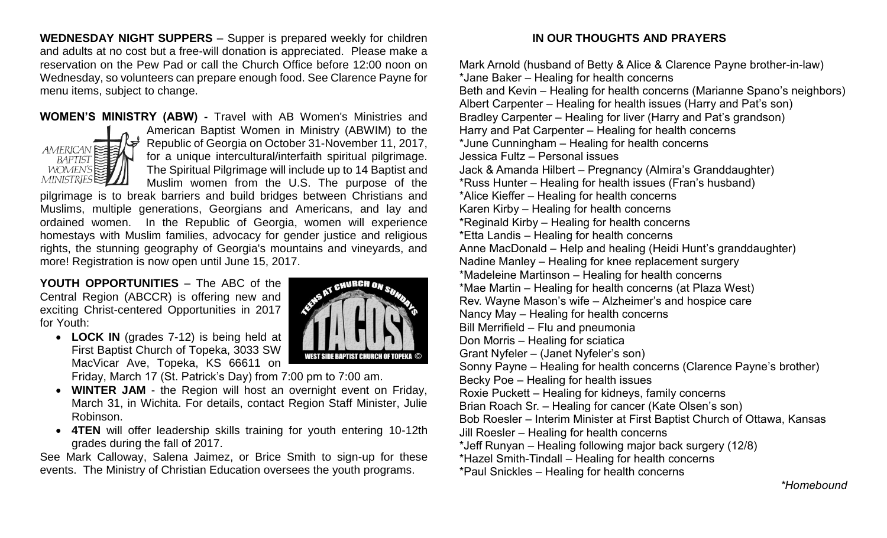**WEDNESDAY NIGHT SUPPERS** – Supper is prepared weekly for children and adults at no cost but a free-will donation is appreciated. Please make a reservation on the Pew Pad or call the Church Office before 12:00 noon on Wednesday, so volunteers can prepare enough food. See Clarence Payne for menu items, subject to change.

**WOMEN'S MINISTRY (ABW) -** Travel with AB Women's Ministries and American Baptist Women in Ministry (ABWIM) to the Republic of Georgia on October 31-November 11, 2017, for a unique intercultural/interfaith spiritual pilgrimage. The Spiritual Pilgrimage will include up to 14 Baptist and Muslim women from the U.S. The purpose of the pilgrimage is to break barriers and build bridges between Christians and Muslims, multiple generations, Georgians and Americans, and lay and ordained women. In the Republic of Georgia, women will experience homestays with Muslim families, advocacy for gender justice and religious rights, the stunning geography of Georgia's mountains and vineyards, and more! Registration is now open until June 15, 2017.

**YOUTH OPPORTUNITIES** – The ABC of the Central Region (ABCCR) is offering new and exciting Christ-centered Opportunities in 2017 for Youth:

- **LOCK IN** (grades 7-12) is being held at First Baptist Church of Topeka, 3033 SW MacVicar Ave, Topeka, KS 66611 on Friday, March 17 (St. Patrick's Day) from 7:00 pm to 7:00 am.
- **WINTER JAM** - the Region will host an overnight event on Friday, March 31, in Wichita. For details, contact Region Staff Minister, Julie Robinson.
- **4TEN** will offer leadership skills training for youth entering 10-12th grades during the fall of 2017.

See Mark Calloway, Salena Jaimez, or Brice Smith to sign-up for these events. The Ministry of Christian Education oversees the youth programs.

**IN OUR THOUGHTS AND PRAYERS**

Mark Arnold (husband of Betty & Alice & Clarence Payne brother-in-law)
*Jane Baker – Healing for health concerns
Beth and Kevin – Healing for health concerns (Marianne Spano's neighbors)
Albert Carpenter – Healing for health issues (Harry and Pat's son)
Bradley Carpenter – Healing for liver (Harry and Pat's grandson)
Harry and Pat Carpenter – Healing for health concerns
*June Cunningham – Healing for health concerns
Jessica Fultz – Personal issues
Jack & Amanda Hilbert – Pregnancy (Almira's Granddaughter)
*Russ Hunter – Healing for health issues (Fran's husband)
*Alice Kieffer – Healing for health concerns
Karen Kirby – Healing for health concerns
*Reginald Kirby – Healing for health concerns
*Etta Landis – Healing for health concerns
Anne MacDonald – Help and healing (Heidi Hunt's granddaughter)
Nadine Manley – Healing for knee replacement surgery
*Madeleine Martinson – Healing for health concerns
*Mae Martin – Healing for health concerns (at Plaza West)
Rev. Wayne Mason's wife – Alzheimer's and hospice care
Nancy May – Healing for health concerns
Bill Merrifield – Flu and pneumonia
Don Morris – Healing for sciatica
Grant Nyfeler – (Janet Nyfeler's son)
Sonny Payne – Healing for health concerns (Clarence Payne's brother)
Becky Poe – Healing for health issues
Roxie Puckett – Healing for kidneys, family concerns
Brian Roach Sr. – Healing for cancer (Kate Olsen's son)
Bob Roesler – Interim Minister at First Baptist Church of Ottawa, Kansas
Jill Roesler – Healing for health concerns
*Jeff Runyan – Healing following major back surgery (12/8)
*Hazel Smith-Tindall – Healing for health concerns
*Paul Snickles – Healing for health concerns

*\*Homebound*